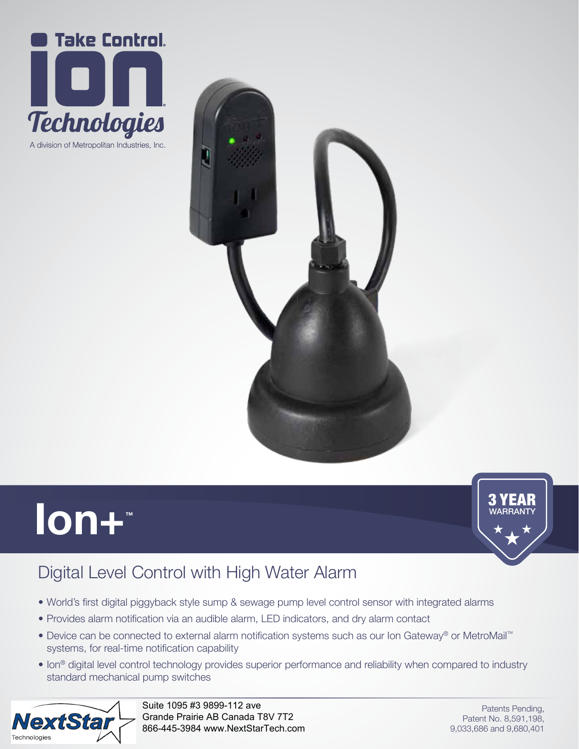Take Control.

# ION Technologies

A division of Metropolitan Industries, Inc.

# Ion+™

3 YEAR WARRANTY

## Digital Level Control with High Water Alarm

- World's first digital piggyback style sump & sewage pump level control sensor with integrated alarms
- Provides alarm notification via an audible alarm, LED indicators, and dry alarm contact
- Device can be connected to external alarm notification systems such as our Ion Gateway® or MetroMail™ systems, for real-time notification capability
- Ion® digital level control technology provides superior performance and reliability when compared to industry standard mechanical pump switches

NextStar Technologies

Suite 1095 #3 9899-112 ave
Grande Prairie AB Canada T8V 7T2
866-445-3984 www.NextStarTech.com

Patents Pending,
Patent No. 8,591,198,
9,033,686 and 9,680,401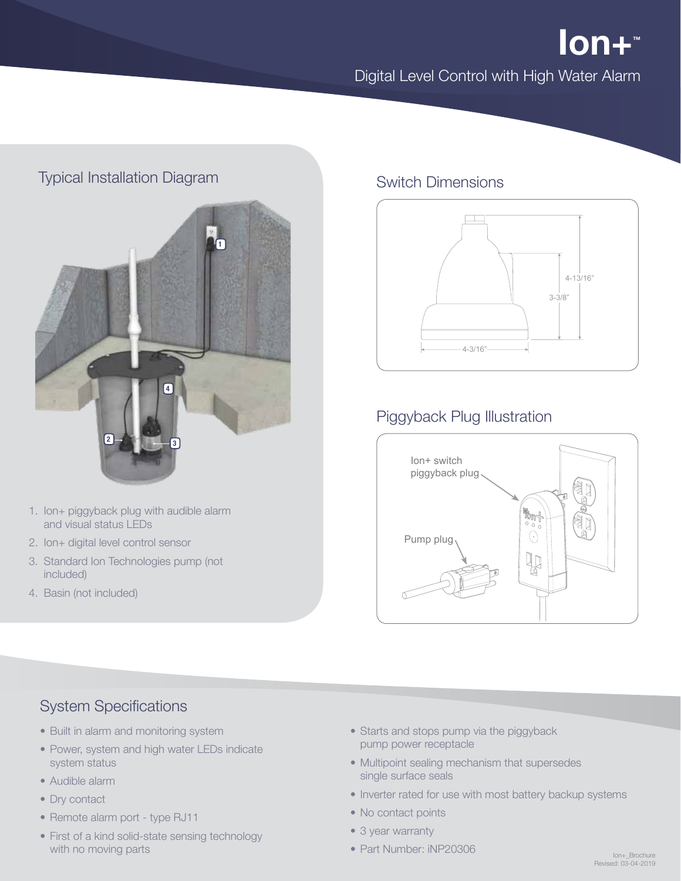# Ion+™

Digital Level Control with High Water Alarm

## Typical Installation Diagram

1
4
2
3

1. Ion+ piggyback plug with audible alarm and visual status LEDs
2. Ion+ digital level control sensor
3. Standard Ion Technologies pump (not included)
4. Basin (not included)

## Switch Dimensions

4-13/16"
3-3/8"
4-3/16"

## Piggyback Plug Illustration

Ion+ switch piggyback plug

Pump plug

## System Specifications

- Built in alarm and monitoring system
- Power, system and high water LEDs indicate system status
- Audible alarm
- Dry contact
- Remote alarm port - type RJ11
- First of a kind solid-state sensing technology with no moving parts
- Starts and stops pump via the piggyback pump power receptacle
- Multipoint sealing mechanism that supersedes single surface seals
- Inverter rated for use with most battery backup systems
- No contact points
- 3 year warranty
- Part Number: iNP20306

Ion+_Brochure
Revised: 03-04-2019